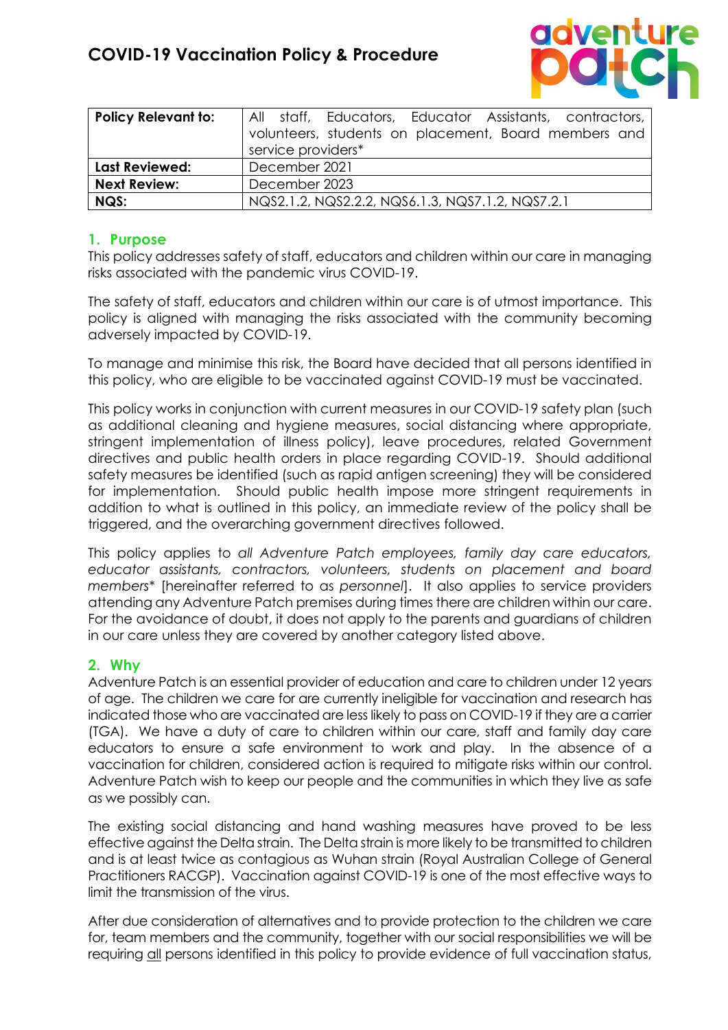# COVID-19 Vaccination Policy & Procedure

| **Policy Relevant to:** | All staff, Educators, Educator Assistants, contractors, volunteers, students on placement, Board members and service providers* |
|---|---|
| **Last Reviewed:** | December 2021 |
| **Next Review:** | December 2023 |
| **NQS:** | NQS2.1.2, NQS2.2.2, NQS6.1.3, NQS7.1.2, NQS7.2.1 |

## 1. Purpose

This policy addresses safety of staff, educators and children within our care in managing risks associated with the pandemic virus COVID-19.

The safety of staff, educators and children within our care is of utmost importance. This policy is aligned with managing the risks associated with the community becoming adversely impacted by COVID-19.

To manage and minimise this risk, the Board have decided that all persons identified in this policy, who are eligible to be vaccinated against COVID-19 must be vaccinated.

This policy works in conjunction with current measures in our COVID-19 safety plan (such as additional cleaning and hygiene measures, social distancing where appropriate, stringent implementation of illness policy), leave procedures, related Government directives and public health orders in place regarding COVID-19. Should additional safety measures be identified (such as rapid antigen screening) they will be considered for implementation. Should public health impose more stringent requirements in addition to what is outlined in this policy, an immediate review of the policy shall be triggered, and the overarching government directives followed.

This policy applies to *all Adventure Patch employees, family day care educators, educator assistants, contractors, volunteers, students on placement and board members** [hereinafter referred to as *personnel*]. It also applies to service providers attending any Adventure Patch premises during times there are children within our care. For the avoidance of doubt, it does not apply to the parents and guardians of children in our care unless they are covered by another category listed above.

## 2. Why

Adventure Patch is an essential provider of education and care to children under 12 years of age. The children we care for are currently ineligible for vaccination and research has indicated those who are vaccinated are less likely to pass on COVID-19 if they are a carrier (TGA). We have a duty of care to children within our care, staff and family day care educators to ensure a safe environment to work and play. In the absence of a vaccination for children, considered action is required to mitigate risks within our control. Adventure Patch wish to keep our people and the communities in which they live as safe as we possibly can.

The existing social distancing and hand washing measures have proved to be less effective against the Delta strain. The Delta strain is more likely to be transmitted to children and is at least twice as contagious as Wuhan strain (Royal Australian College of General Practitioners RACGP). Vaccination against COVID-19 is one of the most effective ways to limit the transmission of the virus.

After due consideration of alternatives and to provide protection to the children we care for, team members and the community, together with our social responsibilities we will be requiring <u>all</u> persons identified in this policy to provide evidence of full vaccination status,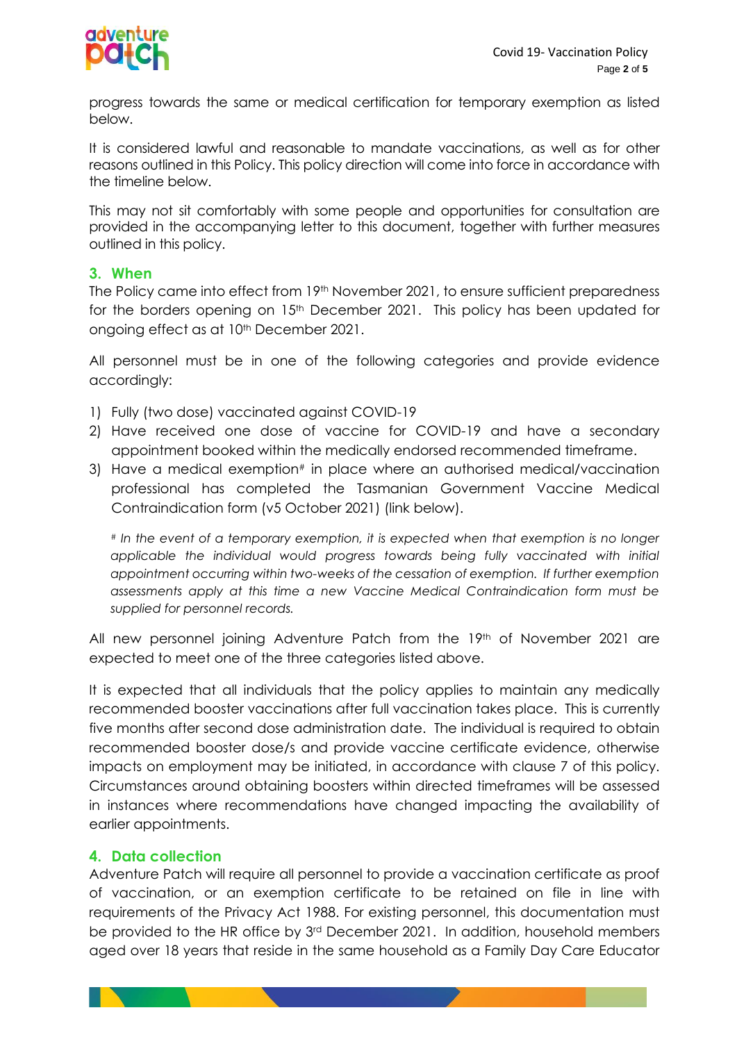progress towards the same or medical certification for temporary exemption as listed below.

It is considered lawful and reasonable to mandate vaccinations, as well as for other reasons outlined in this Policy. This policy direction will come into force in accordance with the timeline below.

This may not sit comfortably with some people and opportunities for consultation are provided in the accompanying letter to this document, together with further measures outlined in this policy.

## 3. When

The Policy came into effect from 19th November 2021, to ensure sufficient preparedness for the borders opening on 15th December 2021. This policy has been updated for ongoing effect as at 10th December 2021.

All personnel must be in one of the following categories and provide evidence accordingly:

1) Fully (two dose) vaccinated against COVID-19
2) Have received one dose of vaccine for COVID-19 and have a secondary appointment booked within the medically endorsed recommended timeframe.
3) Have a medical exemption# in place where an authorised medical/vaccination professional has completed the Tasmanian Government Vaccine Medical Contraindication form (v5 October 2021) (link below).

*# In the event of a temporary exemption, it is expected when that exemption is no longer applicable the individual would progress towards being fully vaccinated with initial appointment occurring within two-weeks of the cessation of exemption. If further exemption assessments apply at this time a new Vaccine Medical Contraindication form must be supplied for personnel records.*

All new personnel joining Adventure Patch from the 19th of November 2021 are expected to meet one of the three categories listed above.

It is expected that all individuals that the policy applies to maintain any medically recommended booster vaccinations after full vaccination takes place. This is currently five months after second dose administration date. The individual is required to obtain recommended booster dose/s and provide vaccine certificate evidence, otherwise impacts on employment may be initiated, in accordance with clause 7 of this policy. Circumstances around obtaining boosters within directed timeframes will be assessed in instances where recommendations have changed impacting the availability of earlier appointments.

## 4. Data collection

Adventure Patch will require all personnel to provide a vaccination certificate as proof of vaccination, or an exemption certificate to be retained on file in line with requirements of the Privacy Act 1988. For existing personnel, this documentation must be provided to the HR office by 3rd December 2021. In addition, household members aged over 18 years that reside in the same household as a Family Day Care Educator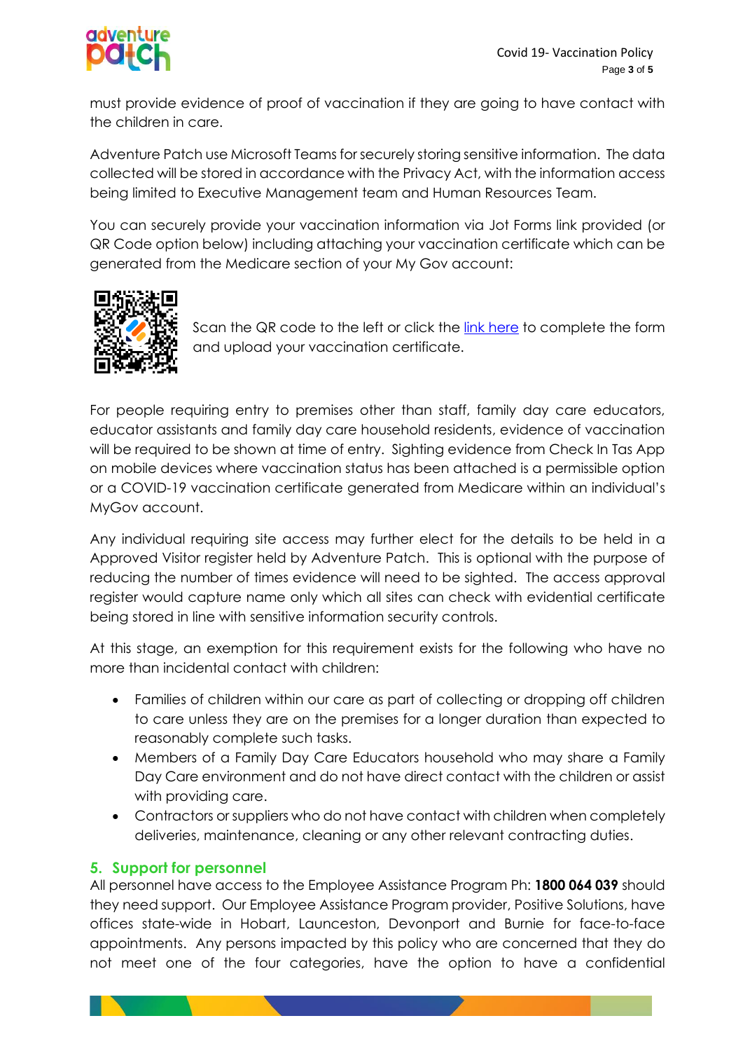must provide evidence of proof of vaccination if they are going to have contact with the children in care.

Adventure Patch use Microsoft Teams for securely storing sensitive information. The data collected will be stored in accordance with the Privacy Act, with the information access being limited to Executive Management team and Human Resources Team.

You can securely provide your vaccination information via Jot Forms link provided (or QR Code option below) including attaching your vaccination certificate which can be generated from the Medicare section of your My Gov account:

Scan the QR code to the left or click the [link here] to complete the form and upload your vaccination certificate.

For people requiring entry to premises other than staff, family day care educators, educator assistants and family day care household residents, evidence of vaccination will be required to be shown at time of entry. Sighting evidence from Check In Tas App on mobile devices where vaccination status has been attached is a permissible option or a COVID-19 vaccination certificate generated from Medicare within an individual's MyGov account.

Any individual requiring site access may further elect for the details to be held in a Approved Visitor register held by Adventure Patch. This is optional with the purpose of reducing the number of times evidence will need to be sighted. The access approval register would capture name only which all sites can check with evidential certificate being stored in line with sensitive information security controls.

At this stage, an exemption for this requirement exists for the following who have no more than incidental contact with children:

- Families of children within our care as part of collecting or dropping off children to care unless they are on the premises for a longer duration than expected to reasonably complete such tasks.
- Members of a Family Day Care Educators household who may share a Family Day Care environment and do not have direct contact with the children or assist with providing care.
- Contractors or suppliers who do not have contact with children when completely deliveries, maintenance, cleaning or any other relevant contracting duties.

## 5. Support for personnel

All personnel have access to the Employee Assistance Program Ph: **1800 064 039** should they need support. Our Employee Assistance Program provider, Positive Solutions, have offices state-wide in Hobart, Launceston, Devonport and Burnie for face-to-face appointments. Any persons impacted by this policy who are concerned that they do not meet one of the four categories, have the option to have a confidential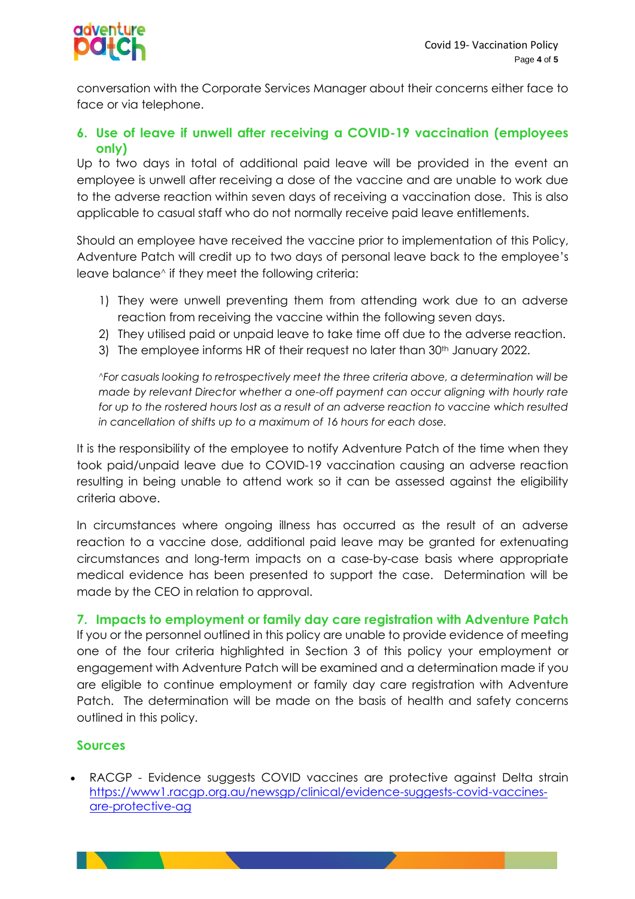conversation with the Corporate Services Manager about their concerns either face to face or via telephone.

## 6. Use of leave if unwell after receiving a COVID-19 vaccination (employees only)

Up to two days in total of additional paid leave will be provided in the event an employee is unwell after receiving a dose of the vaccine and are unable to work due to the adverse reaction within seven days of receiving a vaccination dose. This is also applicable to casual staff who do not normally receive paid leave entitlements.

Should an employee have received the vaccine prior to implementation of this Policy, Adventure Patch will credit up to two days of personal leave back to the employee's leave balance^ if they meet the following criteria:

1) They were unwell preventing them from attending work due to an adverse reaction from receiving the vaccine within the following seven days.
2) They utilised paid or unpaid leave to take time off due to the adverse reaction.
3) The employee informs HR of their request no later than 30th January 2022.

*^For casuals looking to retrospectively meet the three criteria above, a determination will be made by relevant Director whether a one-off payment can occur aligning with hourly rate for up to the rostered hours lost as a result of an adverse reaction to vaccine which resulted in cancellation of shifts up to a maximum of 16 hours for each dose.*

It is the responsibility of the employee to notify Adventure Patch of the time when they took paid/unpaid leave due to COVID-19 vaccination causing an adverse reaction resulting in being unable to attend work so it can be assessed against the eligibility criteria above.

In circumstances where ongoing illness has occurred as the result of an adverse reaction to a vaccine dose, additional paid leave may be granted for extenuating circumstances and long-term impacts on a case-by-case basis where appropriate medical evidence has been presented to support the case. Determination will be made by the CEO in relation to approval.

## 7. Impacts to employment or family day care registration with Adventure Patch

If you or the personnel outlined in this policy are unable to provide evidence of meeting one of the four criteria highlighted in Section 3 of this policy your employment or engagement with Adventure Patch will be examined and a determination made if you are eligible to continue employment or family day care registration with Adventure Patch. The determination will be made on the basis of health and safety concerns outlined in this policy.

## Sources

- RACGP - Evidence suggests COVID vaccines are protective against Delta strain https://www1.racgp.org.au/newsgp/clinical/evidence-suggests-covid-vaccines-are-protective-ag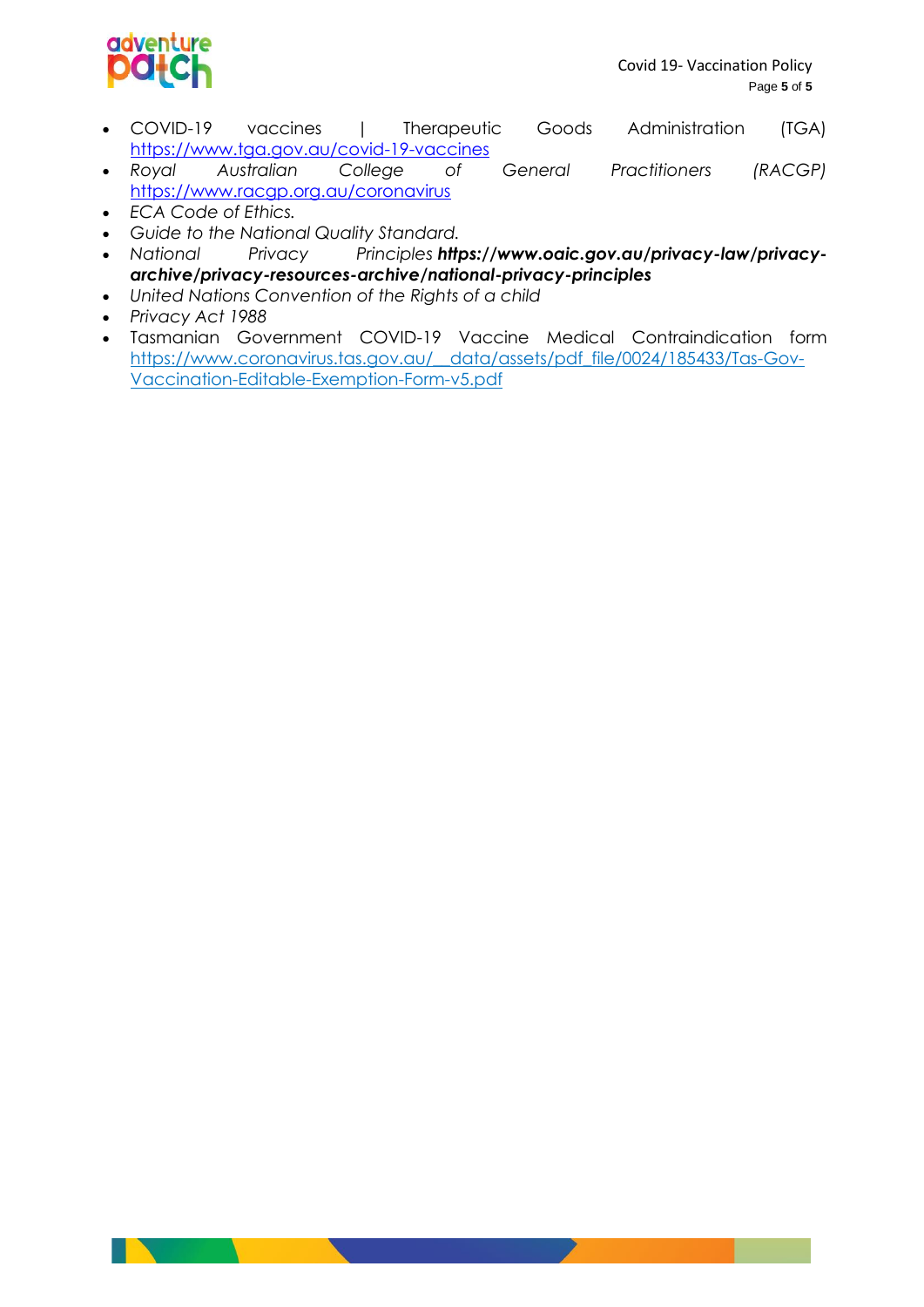- COVID-19 vaccines | Therapeutic Goods Administration (TGA) https://www.tga.gov.au/covid-19-vaccines
- *Royal Australian College of General Practitioners (RACGP)* https://www.racgp.org.au/coronavirus
- *ECA Code of Ethics.*
- *Guide to the National Quality Standard.*
- *National Privacy Principles **https://www.oaic.gov.au/privacy-law/privacy-archive/privacy-resources-archive/national-privacy-principles***
- *United Nations Convention of the Rights of a child*
- *Privacy Act 1988*
- Tasmanian Government COVID-19 Vaccine Medical Contraindication form https://www.coronavirus.tas.gov.au/__data/assets/pdf_file/0024/185433/Tas-Gov-Vaccination-Editable-Exemption-Form-v5.pdf